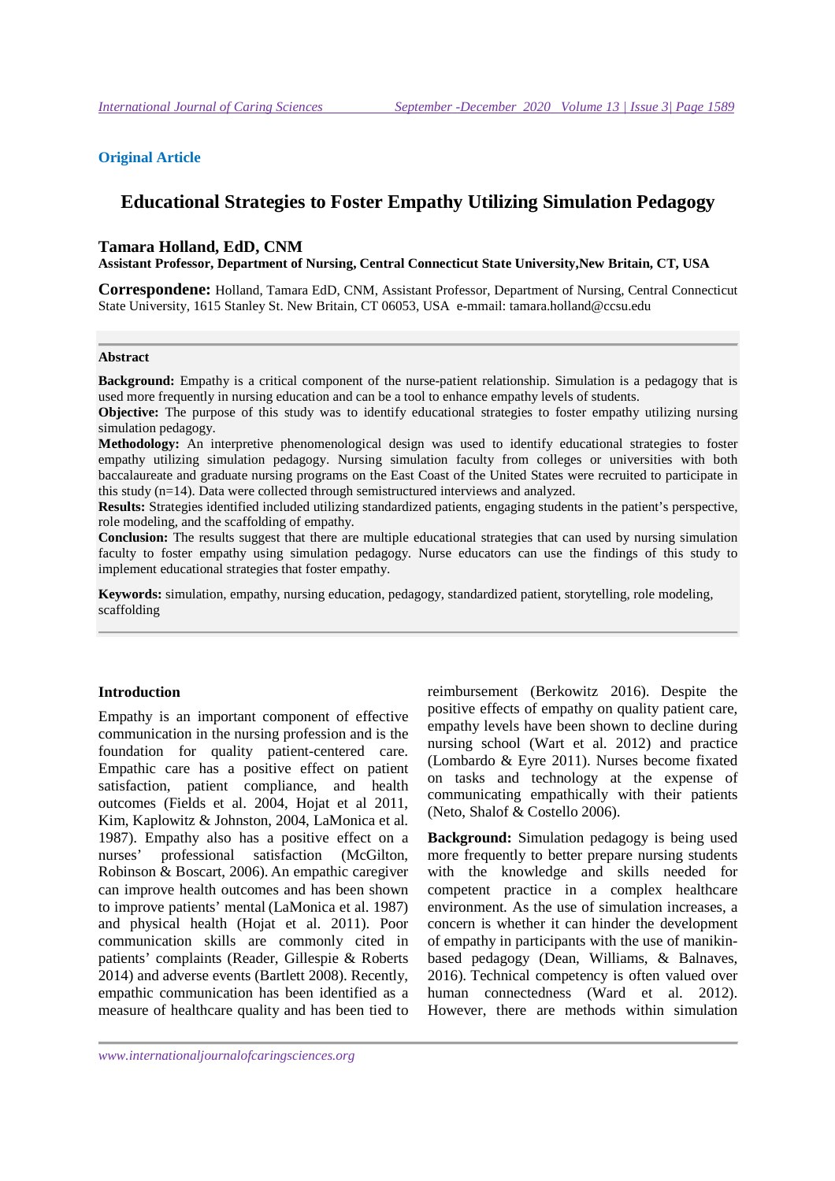**Original Article**

# Educational Strategies to Foster Empathy Utilizing Simulation Pedagogy

**Tamara Holland, EdD, CNM**

**Assistant Professor, Department of Nursing, Central Connecticut State University,New Britain, CT, USA**

**Correspondene:** Holland, Tamara EdD, CNM, Assistant Professor, Department of Nursing, Central Connecticut State University, 1615 Stanley St. New Britain, CT 06053, USA e-mmail: tamara.holland@ccsu.edu

## Abstract

**Background:** Empathy is a critical component of the nurse-patient relationship. Simulation is a pedagogy that is used more frequently in nursing education and can be a tool to enhance empathy levels of students.

**Objective:** The purpose of this study was to identify educational strategies to foster empathy utilizing nursing simulation pedagogy.

**Methodology:** An interpretive phenomenological design was used to identify educational strategies to foster empathy utilizing simulation pedagogy. Nursing simulation faculty from colleges or universities with both baccalaureate and graduate nursing programs on the East Coast of the United States were recruited to participate in this study (n=14). Data were collected through semistructured interviews and analyzed.

**Results:** Strategies identified included utilizing standardized patients, engaging students in the patient's perspective, role modeling, and the scaffolding of empathy.

**Conclusion:** The results suggest that there are multiple educational strategies that can used by nursing simulation faculty to foster empathy using simulation pedagogy. Nurse educators can use the findings of this study to implement educational strategies that foster empathy.

**Keywords:** simulation, empathy, nursing education, pedagogy, standardized patient, storytelling, role modeling, scaffolding

## Introduction

Empathy is an important component of effective communication in the nursing profession and is the foundation for quality patient-centered care. Empathic care has a positive effect on patient satisfaction, patient compliance, and health outcomes (Fields et al. 2004, Hojat et al 2011, Kim, Kaplowitz & Johnston, 2004, LaMonica et al. 1987). Empathy also has a positive effect on a nurses' professional satisfaction (McGilton, Robinson & Boscart, 2006). An empathic caregiver can improve health outcomes and has been shown to improve patients' mental (LaMonica et al. 1987) and physical health (Hojat et al. 2011). Poor communication skills are commonly cited in patients' complaints (Reader, Gillespie & Roberts 2014) and adverse events (Bartlett 2008). Recently, empathic communication has been identified as a measure of healthcare quality and has been tied to reimbursement (Berkowitz 2016). Despite the positive effects of empathy on quality patient care, empathy levels have been shown to decline during nursing school (Wart et al. 2012) and practice (Lombardo & Eyre 2011). Nurses become fixated on tasks and technology at the expense of communicating empathically with their patients (Neto, Shalof & Costello 2006).

**Background:** Simulation pedagogy is being used more frequently to better prepare nursing students with the knowledge and skills needed for competent practice in a complex healthcare environment. As the use of simulation increases, a concern is whether it can hinder the development of empathy in participants with the use of manikin-based pedagogy (Dean, Williams, & Balnaves, 2016). Technical competency is often valued over human connectedness (Ward et al. 2012). However, there are methods within simulation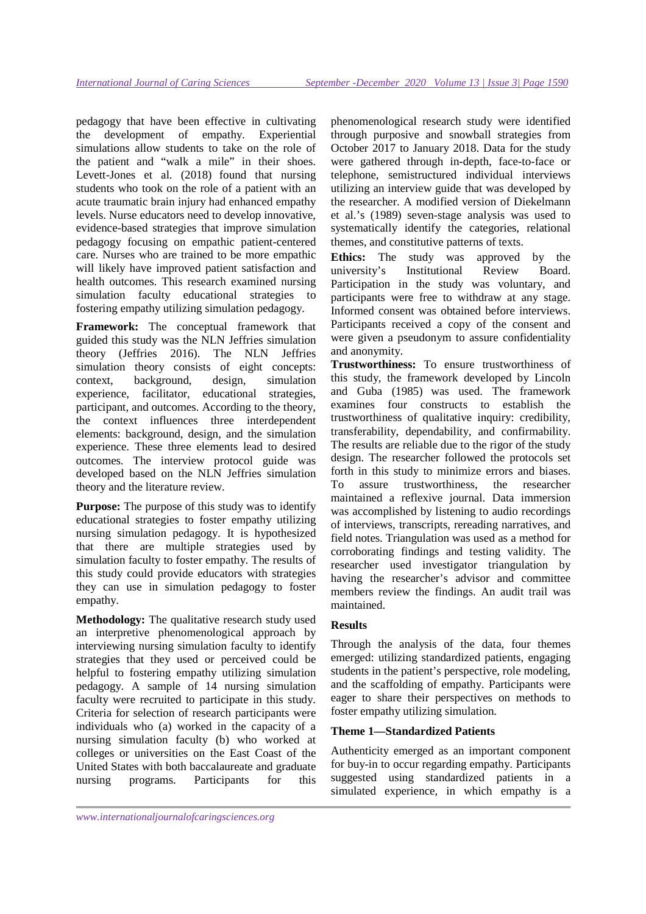pedagogy that have been effective in cultivating the development of empathy. Experiential simulations allow students to take on the role of the patient and "walk a mile" in their shoes. Levett-Jones et al. (2018) found that nursing students who took on the role of a patient with an acute traumatic brain injury had enhanced empathy levels. Nurse educators need to develop innovative, evidence-based strategies that improve simulation pedagogy focusing on empathic patient-centered care. Nurses who are trained to be more empathic will likely have improved patient satisfaction and health outcomes. This research examined nursing simulation faculty educational strategies to fostering empathy utilizing simulation pedagogy.

**Framework:** The conceptual framework that guided this study was the NLN Jeffries simulation theory (Jeffries 2016). The NLN Jeffries simulation theory consists of eight concepts: context, background, design, simulation experience, facilitator, educational strategies, participant, and outcomes. According to the theory, the context influences three interdependent elements: background, design, and the simulation experience. These three elements lead to desired outcomes. The interview protocol guide was developed based on the NLN Jeffries simulation theory and the literature review.

**Purpose:** The purpose of this study was to identify educational strategies to foster empathy utilizing nursing simulation pedagogy. It is hypothesized that there are multiple strategies used by simulation faculty to foster empathy. The results of this study could provide educators with strategies they can use in simulation pedagogy to foster empathy.

**Methodology:** The qualitative research study used an interpretive phenomenological approach by interviewing nursing simulation faculty to identify strategies that they used or perceived could be helpful to fostering empathy utilizing simulation pedagogy. A sample of 14 nursing simulation faculty were recruited to participate in this study. Criteria for selection of research participants were individuals who (a) worked in the capacity of a nursing simulation faculty (b) who worked at colleges or universities on the East Coast of the United States with both baccalaureate and graduate nursing programs. Participants for this phenomenological research study were identified through purposive and snowball strategies from October 2017 to January 2018. Data for the study were gathered through in-depth, face-to-face or telephone, semistructured individual interviews utilizing an interview guide that was developed by the researcher. A modified version of Diekelmann et al.'s (1989) seven-stage analysis was used to systematically identify the categories, relational themes, and constitutive patterns of texts.

**Ethics:** The study was approved by the university's Institutional Review Board. Participation in the study was voluntary, and participants were free to withdraw at any stage. Informed consent was obtained before interviews. Participants received a copy of the consent and were given a pseudonym to assure confidentiality and anonymity.

**Trustworthiness:** To ensure trustworthiness of this study, the framework developed by Lincoln and Guba (1985) was used. The framework examines four constructs to establish the trustworthiness of qualitative inquiry: credibility, transferability, dependability, and confirmability. The results are reliable due to the rigor of the study design. The researcher followed the protocols set forth in this study to minimize errors and biases. To assure trustworthiness, the researcher maintained a reflexive journal. Data immersion was accomplished by listening to audio recordings of interviews, transcripts, rereading narratives, and field notes. Triangulation was used as a method for corroborating findings and testing validity. The researcher used investigator triangulation by having the researcher's advisor and committee members review the findings. An audit trail was maintained.

## Results

Through the analysis of the data, four themes emerged: utilizing standardized patients, engaging students in the patient's perspective, role modeling, and the scaffolding of empathy. Participants were eager to share their perspectives on methods to foster empathy utilizing simulation.

### Theme 1—Standardized Patients

Authenticity emerged as an important component for buy-in to occur regarding empathy. Participants suggested using standardized patients in a simulated experience, in which empathy is a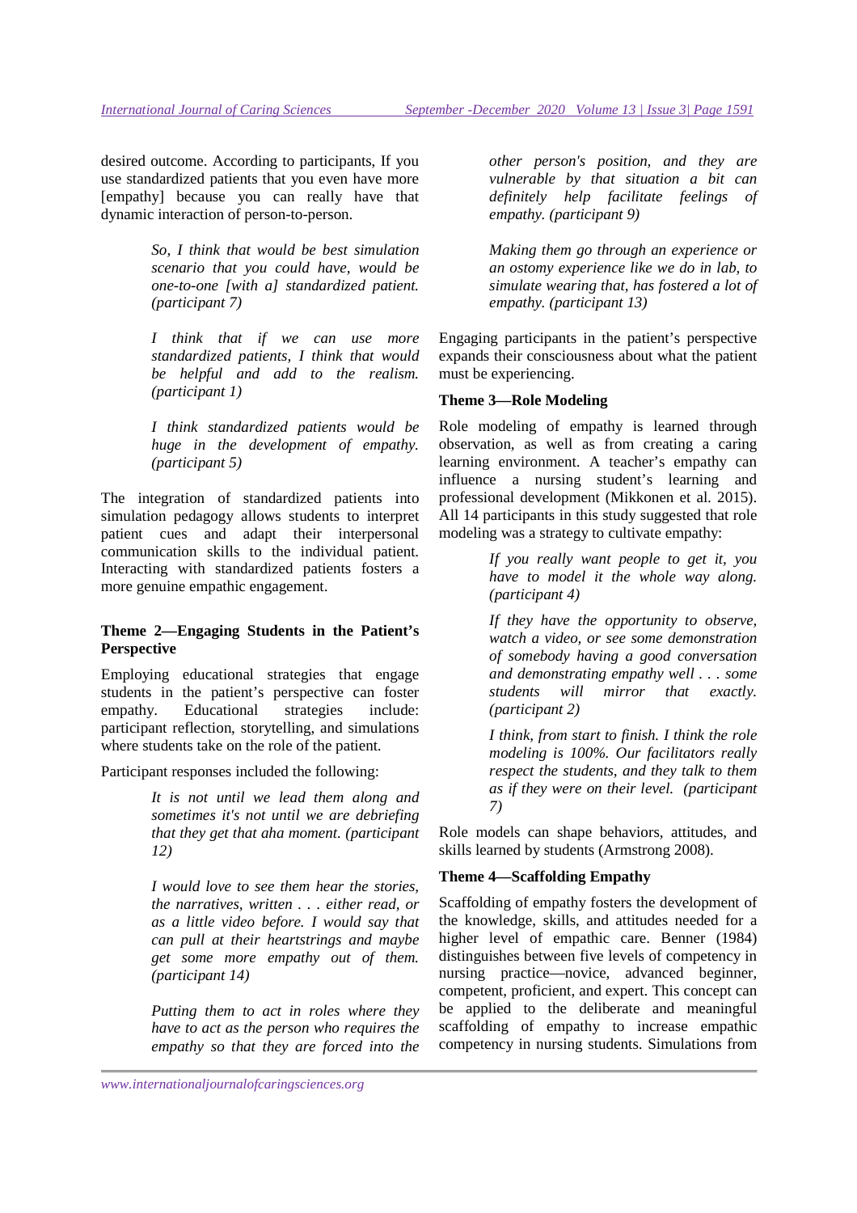desired outcome. According to participants, If you use standardized patients that you even have more [empathy] because you can really have that dynamic interaction of person-to-person.

> *So, I think that would be best simulation scenario that you could have, would be one-to-one [with a] standardized patient. (participant 7)*

> *I think that if we can use more standardized patients, I think that would be helpful and add to the realism. (participant 1)*

> *I think standardized patients would be huge in the development of empathy. (participant 5)*

The integration of standardized patients into simulation pedagogy allows students to interpret patient cues and adapt their interpersonal communication skills to the individual patient. Interacting with standardized patients fosters a more genuine empathic engagement.

**Theme 2—Engaging Students in the Patient's Perspective**

Employing educational strategies that engage students in the patient's perspective can foster empathy. Educational strategies include: participant reflection, storytelling, and simulations where students take on the role of the patient.

Participant responses included the following:

> *It is not until we lead them along and sometimes it's not until we are debriefing that they get that aha moment. (participant 12)*

> *I would love to see them hear the stories, the narratives, written . . . either read, or as a little video before. I would say that can pull at their heartstrings and maybe get some more empathy out of them. (participant 14)*

> *Putting them to act in roles where they have to act as the person who requires the empathy so that they are forced into the other person's position, and they are vulnerable by that situation a bit can definitely help facilitate feelings of empathy. (participant 9)*

> *Making them go through an experience or an ostomy experience like we do in lab, to simulate wearing that, has fostered a lot of empathy. (participant 13)*

Engaging participants in the patient's perspective expands their consciousness about what the patient must be experiencing.

**Theme 3—Role Modeling**

Role modeling of empathy is learned through observation, as well as from creating a caring learning environment. A teacher's empathy can influence a nursing student's learning and professional development (Mikkonen et al. 2015). All 14 participants in this study suggested that role modeling was a strategy to cultivate empathy:

> *If you really want people to get it, you have to model it the whole way along. (participant 4)*

> *If they have the opportunity to observe, watch a video, or see some demonstration of somebody having a good conversation and demonstrating empathy well . . . some students will mirror that exactly. (participant 2)*

> *I think, from start to finish. I think the role modeling is 100%. Our facilitators really respect the students, and they talk to them as if they were on their level. (participant 7)*

Role models can shape behaviors, attitudes, and skills learned by students (Armstrong 2008).

**Theme 4—Scaffolding Empathy**

Scaffolding of empathy fosters the development of the knowledge, skills, and attitudes needed for a higher level of empathic care. Benner (1984) distinguishes between five levels of competency in nursing practice—novice, advanced beginner, competent, proficient, and expert. This concept can be applied to the deliberate and meaningful scaffolding of empathy to increase empathic competency in nursing students. Simulations from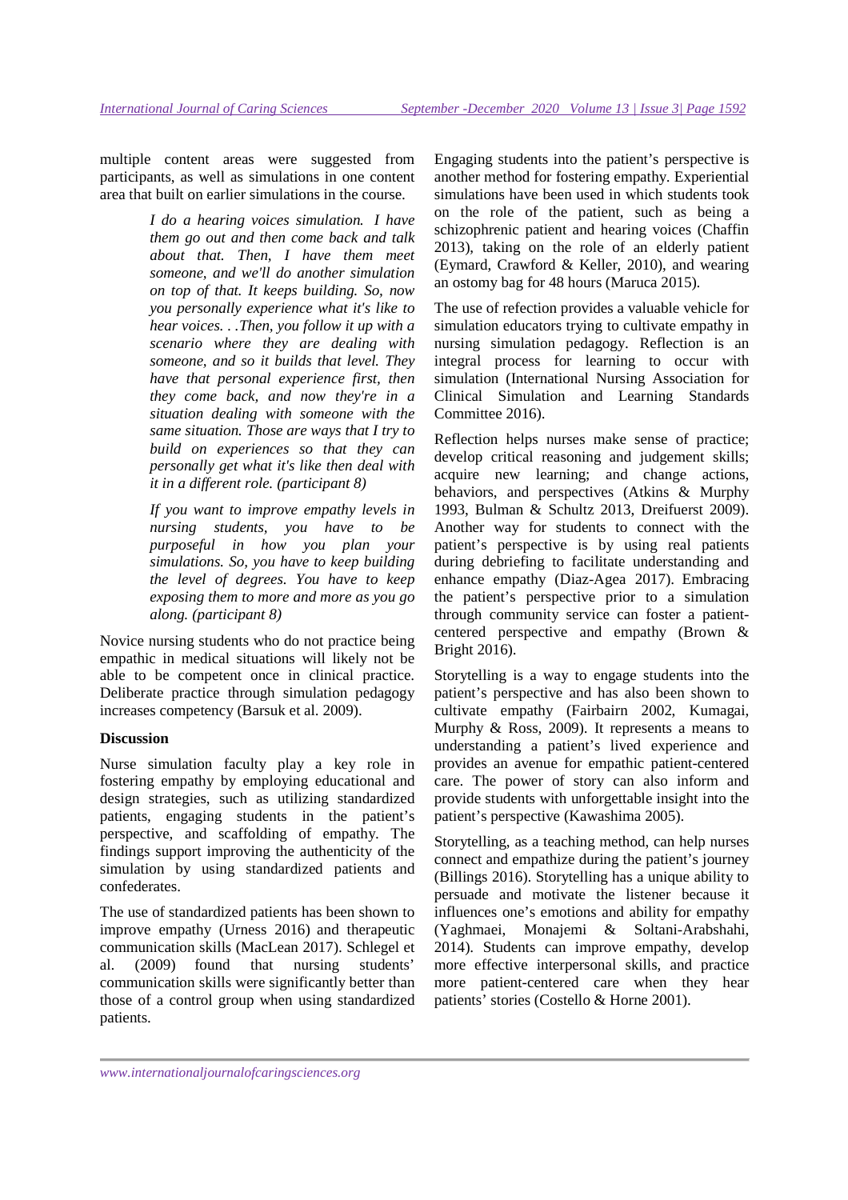multiple content areas were suggested from participants, as well as simulations in one content area that built on earlier simulations in the course.

> *I do a hearing voices simulation. I have them go out and then come back and talk about that. Then, I have them meet someone, and we'll do another simulation on top of that. It keeps building. So, now you personally experience what it's like to hear voices. . .Then, you follow it up with a scenario where they are dealing with someone, and so it builds that level. They have that personal experience first, then they come back, and now they're in a situation dealing with someone with the same situation. Those are ways that I try to build on experiences so that they can personally get what it's like then deal with it in a different role. (participant 8)*

> *If you want to improve empathy levels in nursing students, you have to be purposeful in how you plan your simulations. So, you have to keep building the level of degrees. You have to keep exposing them to more and more as you go along. (participant 8)*

Novice nursing students who do not practice being empathic in medical situations will likely not be able to be competent once in clinical practice. Deliberate practice through simulation pedagogy increases competency (Barsuk et al. 2009).

**Discussion**

Nurse simulation faculty play a key role in fostering empathy by employing educational and design strategies, such as utilizing standardized patients, engaging students in the patient's perspective, and scaffolding of empathy. The findings support improving the authenticity of the simulation by using standardized patients and confederates.

The use of standardized patients has been shown to improve empathy (Urness 2016) and therapeutic communication skills (MacLean 2017). Schlegel et al. (2009) found that nursing students' communication skills were significantly better than those of a control group when using standardized patients.

Engaging students into the patient's perspective is another method for fostering empathy. Experiential simulations have been used in which students took on the role of the patient, such as being a schizophrenic patient and hearing voices (Chaffin 2013), taking on the role of an elderly patient (Eymard, Crawford & Keller, 2010), and wearing an ostomy bag for 48 hours (Maruca 2015).

The use of refection provides a valuable vehicle for simulation educators trying to cultivate empathy in nursing simulation pedagogy. Reflection is an integral process for learning to occur with simulation (International Nursing Association for Clinical Simulation and Learning Standards Committee 2016).

Reflection helps nurses make sense of practice; develop critical reasoning and judgement skills; acquire new learning; and change actions, behaviors, and perspectives (Atkins & Murphy 1993, Bulman & Schultz 2013, Dreifuerst 2009). Another way for students to connect with the patient's perspective is by using real patients during debriefing to facilitate understanding and enhance empathy (Diaz-Agea 2017). Embracing the patient's perspective prior to a simulation through community service can foster a patient-centered perspective and empathy (Brown & Bright 2016).

Storytelling is a way to engage students into the patient's perspective and has also been shown to cultivate empathy (Fairbairn 2002, Kumagai, Murphy & Ross, 2009). It represents a means to understanding a patient's lived experience and provides an avenue for empathic patient-centered care. The power of story can also inform and provide students with unforgettable insight into the patient's perspective (Kawashima 2005).

Storytelling, as a teaching method, can help nurses connect and empathize during the patient's journey (Billings 2016). Storytelling has a unique ability to persuade and motivate the listener because it influences one's emotions and ability for empathy (Yaghmaei, Monajemi & Soltani-Arabshahi, 2014). Students can improve empathy, develop more effective interpersonal skills, and practice more patient-centered care when they hear patients' stories (Costello & Horne 2001).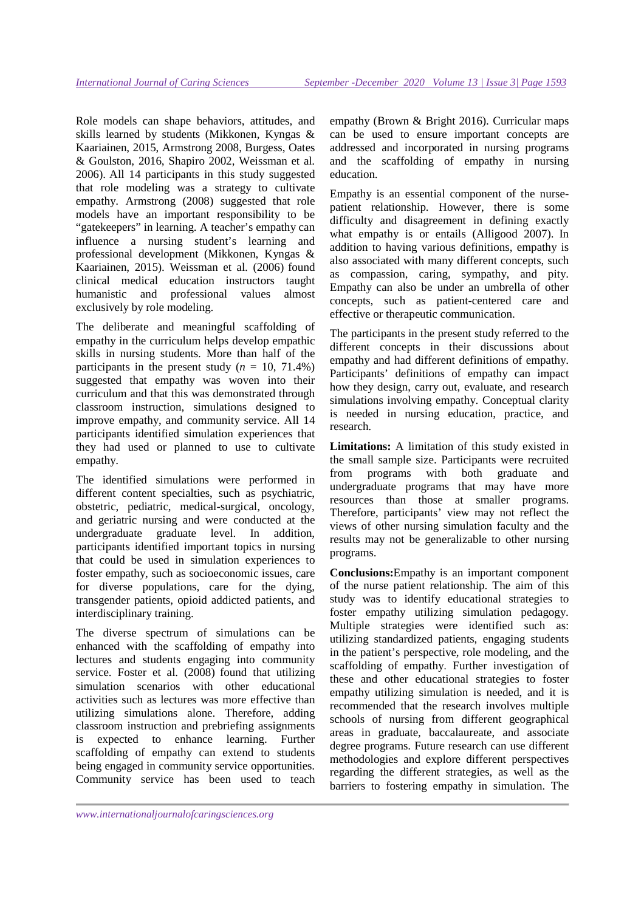Role models can shape behaviors, attitudes, and skills learned by students (Mikkonen, Kyngas & Kaariainen, 2015, Armstrong 2008, Burgess, Oates & Goulston, 2016, Shapiro 2002, Weissman et al. 2006). All 14 participants in this study suggested that role modeling was a strategy to cultivate empathy. Armstrong (2008) suggested that role models have an important responsibility to be "gatekeepers" in learning. A teacher's empathy can influence a nursing student's learning and professional development (Mikkonen, Kyngas & Kaariainen, 2015). Weissman et al. (2006) found clinical medical education instructors taught humanistic and professional values almost exclusively by role modeling.

The deliberate and meaningful scaffolding of empathy in the curriculum helps develop empathic skills in nursing students. More than half of the participants in the present study ($n$ = 10, 71.4%) suggested that empathy was woven into their curriculum and that this was demonstrated through classroom instruction, simulations designed to improve empathy, and community service. All 14 participants identified simulation experiences that they had used or planned to use to cultivate empathy.

The identified simulations were performed in different content specialties, such as psychiatric, obstetric, pediatric, medical-surgical, oncology, and geriatric nursing and were conducted at the undergraduate graduate level. In addition, participants identified important topics in nursing that could be used in simulation experiences to foster empathy, such as socioeconomic issues, care for diverse populations, care for the dying, transgender patients, opioid addicted patients, and interdisciplinary training.

The diverse spectrum of simulations can be enhanced with the scaffolding of empathy into lectures and students engaging into community service. Foster et al. (2008) found that utilizing simulation scenarios with other educational activities such as lectures was more effective than utilizing simulations alone. Therefore, adding classroom instruction and prebriefing assignments is expected to enhance learning. Further scaffolding of empathy can extend to students being engaged in community service opportunities. Community service has been used to teach empathy (Brown & Bright 2016). Curricular maps can be used to ensure important concepts are addressed and incorporated in nursing programs and the scaffolding of empathy in nursing education.

Empathy is an essential component of the nurse-patient relationship. However, there is some difficulty and disagreement in defining exactly what empathy is or entails (Alligood 2007). In addition to having various definitions, empathy is also associated with many different concepts, such as compassion, caring, sympathy, and pity. Empathy can also be under an umbrella of other concepts, such as patient-centered care and effective or therapeutic communication.

The participants in the present study referred to the different concepts in their discussions about empathy and had different definitions of empathy. Participants' definitions of empathy can impact how they design, carry out, evaluate, and research simulations involving empathy. Conceptual clarity is needed in nursing education, practice, and research.

**Limitations:** A limitation of this study existed in the small sample size. Participants were recruited from programs with both graduate and undergraduate programs that may have more resources than those at smaller programs. Therefore, participants' view may not reflect the views of other nursing simulation faculty and the results may not be generalizable to other nursing programs.

**Conclusions:**Empathy is an important component of the nurse patient relationship. The aim of this study was to identify educational strategies to foster empathy utilizing simulation pedagogy. Multiple strategies were identified such as: utilizing standardized patients, engaging students in the patient's perspective, role modeling, and the scaffolding of empathy. Further investigation of these and other educational strategies to foster empathy utilizing simulation is needed, and it is recommended that the research involves multiple schools of nursing from different geographical areas in graduate, baccalaureate, and associate degree programs. Future research can use different methodologies and explore different perspectives regarding the different strategies, as well as the barriers to fostering empathy in simulation. The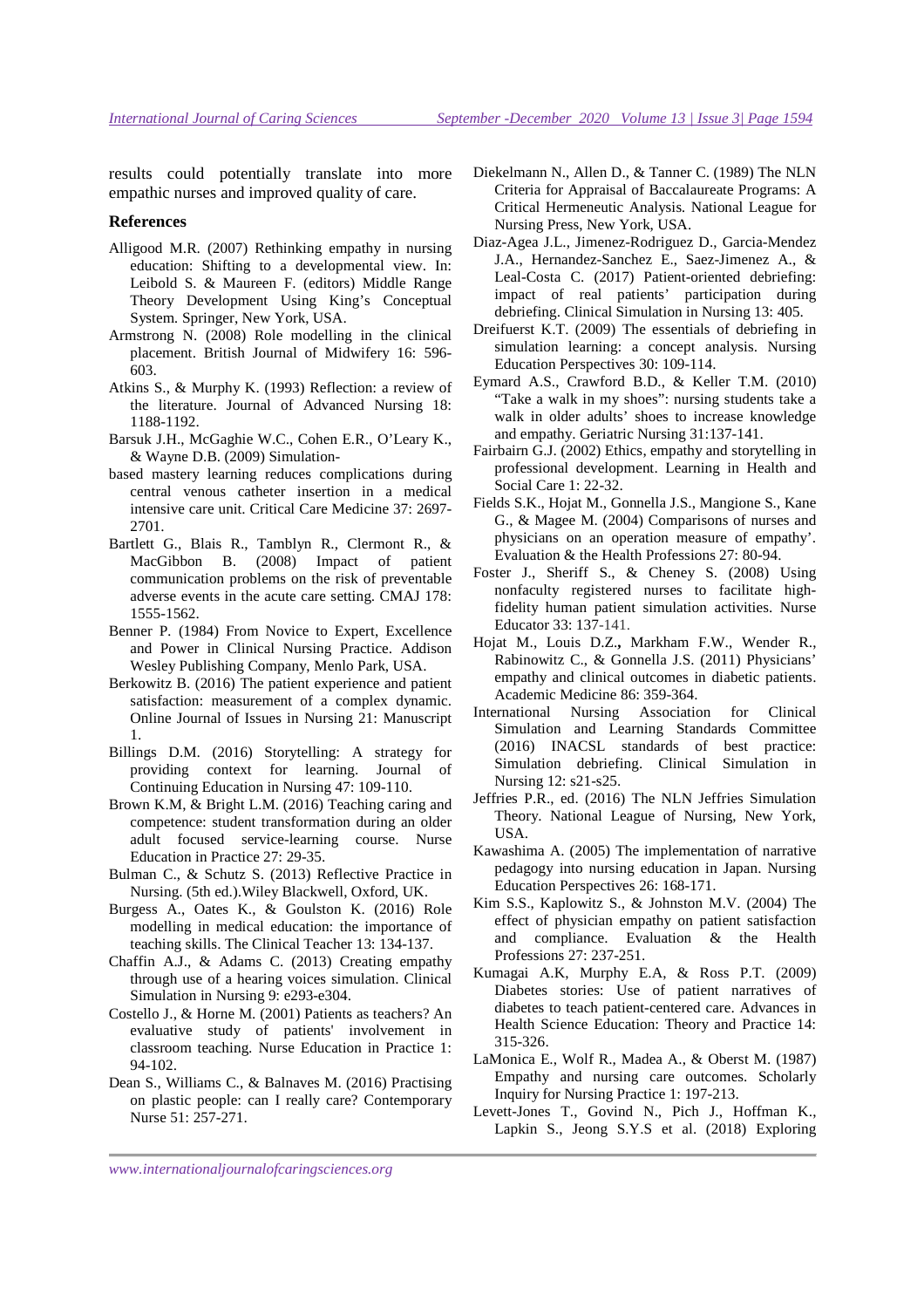results could potentially translate into more empathic nurses and improved quality of care.

## References

Alligood M.R. (2007) Rethinking empathy in nursing education: Shifting to a developmental view. In: Leibold S. & Maureen F. (editors) Middle Range Theory Development Using King's Conceptual System. Springer, New York, USA.

Armstrong N. (2008) Role modelling in the clinical placement. British Journal of Midwifery 16: 596-603.

Atkins S., & Murphy K. (1993) Reflection: a review of the literature. Journal of Advanced Nursing 18: 1188-1192.

Barsuk J.H., McGaghie W.C., Cohen E.R., O'Leary K., & Wayne D.B. (2009) Simulation-based mastery learning reduces complications during central venous catheter insertion in a medical intensive care unit. Critical Care Medicine 37: 2697-2701.

Bartlett G., Blais R., Tamblyn R., Clermont R., & MacGibbon B. (2008) Impact of patient communication problems on the risk of preventable adverse events in the acute care setting. CMAJ 178: 1555-1562.

Benner P. (1984) From Novice to Expert, Excellence and Power in Clinical Nursing Practice. Addison Wesley Publishing Company, Menlo Park, USA.

Berkowitz B. (2016) The patient experience and patient satisfaction: measurement of a complex dynamic. Online Journal of Issues in Nursing 21: Manuscript 1.

Billings D.M. (2016) Storytelling: A strategy for providing context for learning. Journal of Continuing Education in Nursing 47: 109-110.

Brown K.M, & Bright L.M. (2016) Teaching caring and competence: student transformation during an older adult focused service-learning course. Nurse Education in Practice 27: 29-35.

Bulman C., & Schutz S. (2013) Reflective Practice in Nursing. (5th ed.).Wiley Blackwell, Oxford, UK.

Burgess A., Oates K., & Goulston K. (2016) Role modelling in medical education: the importance of teaching skills. The Clinical Teacher 13: 134-137.

Chaffin A.J., & Adams C. (2013) Creating empathy through use of a hearing voices simulation. Clinical Simulation in Nursing 9: e293-e304.

Costello J., & Horne M. (2001) Patients as teachers? An evaluative study of patients' involvement in classroom teaching. Nurse Education in Practice 1: 94-102.

Dean S., Williams C., & Balnaves M. (2016) Practising on plastic people: can I really care? Contemporary Nurse 51: 257-271.

Diekelmann N., Allen D., & Tanner C. (1989) The NLN Criteria for Appraisal of Baccalaureate Programs: A Critical Hermeneutic Analysis. National League for Nursing Press, New York, USA.

Diaz-Agea J.L., Jimenez-Rodriguez D., Garcia-Mendez J.A., Hernandez-Sanchez E., Saez-Jimenez A., & Leal-Costa C. (2017) Patient-oriented debriefing: impact of real patients' participation during debriefing. Clinical Simulation in Nursing 13: 405.

Dreifuerst K.T. (2009) The essentials of debriefing in simulation learning: a concept analysis. Nursing Education Perspectives 30: 109-114.

Eymard A.S., Crawford B.D., & Keller T.M. (2010) "Take a walk in my shoes": nursing students take a walk in older adults' shoes to increase knowledge and empathy. Geriatric Nursing 31:137-141.

Fairbairn G.J. (2002) Ethics, empathy and storytelling in professional development. Learning in Health and Social Care 1: 22-32.

Fields S.K., Hojat M., Gonnella J.S., Mangione S., Kane G., & Magee M. (2004) Comparisons of nurses and physicians on an operation measure of empathy'. Evaluation & the Health Professions 27: 80-94.

Foster J., Sheriff S., & Cheney S. (2008) Using nonfaculty registered nurses to facilitate high-fidelity human patient simulation activities. Nurse Educator 33: 137-141.

Hojat M., Louis D.Z., Markham F.W., Wender R., Rabinowitz C., & Gonnella J.S. (2011) Physicians' empathy and clinical outcomes in diabetic patients. Academic Medicine 86: 359-364.

International Nursing Association for Clinical Simulation and Learning Standards Committee (2016) INACSL standards of best practice: Simulation debriefing. Clinical Simulation in Nursing 12: s21-s25.

Jeffries P.R., ed. (2016) The NLN Jeffries Simulation Theory. National League of Nursing, New York, USA.

Kawashima A. (2005) The implementation of narrative pedagogy into nursing education in Japan. Nursing Education Perspectives 26: 168-171.

Kim S.S., Kaplowitz S., & Johnston M.V. (2004) The effect of physician empathy on patient satisfaction and compliance. Evaluation & the Health Professions 27: 237-251.

Kumagai A.K, Murphy E.A, & Ross P.T. (2009) Diabetes stories: Use of patient narratives of diabetes to teach patient-centered care. Advances in Health Science Education: Theory and Practice 14: 315-326.

LaMonica E., Wolf R., Madea A., & Oberst M. (1987) Empathy and nursing care outcomes. Scholarly Inquiry for Nursing Practice 1: 197-213.

Levett-Jones T., Govind N., Pich J., Hoffman K., Lapkin S., Jeong S.Y.S et al. (2018) Exploring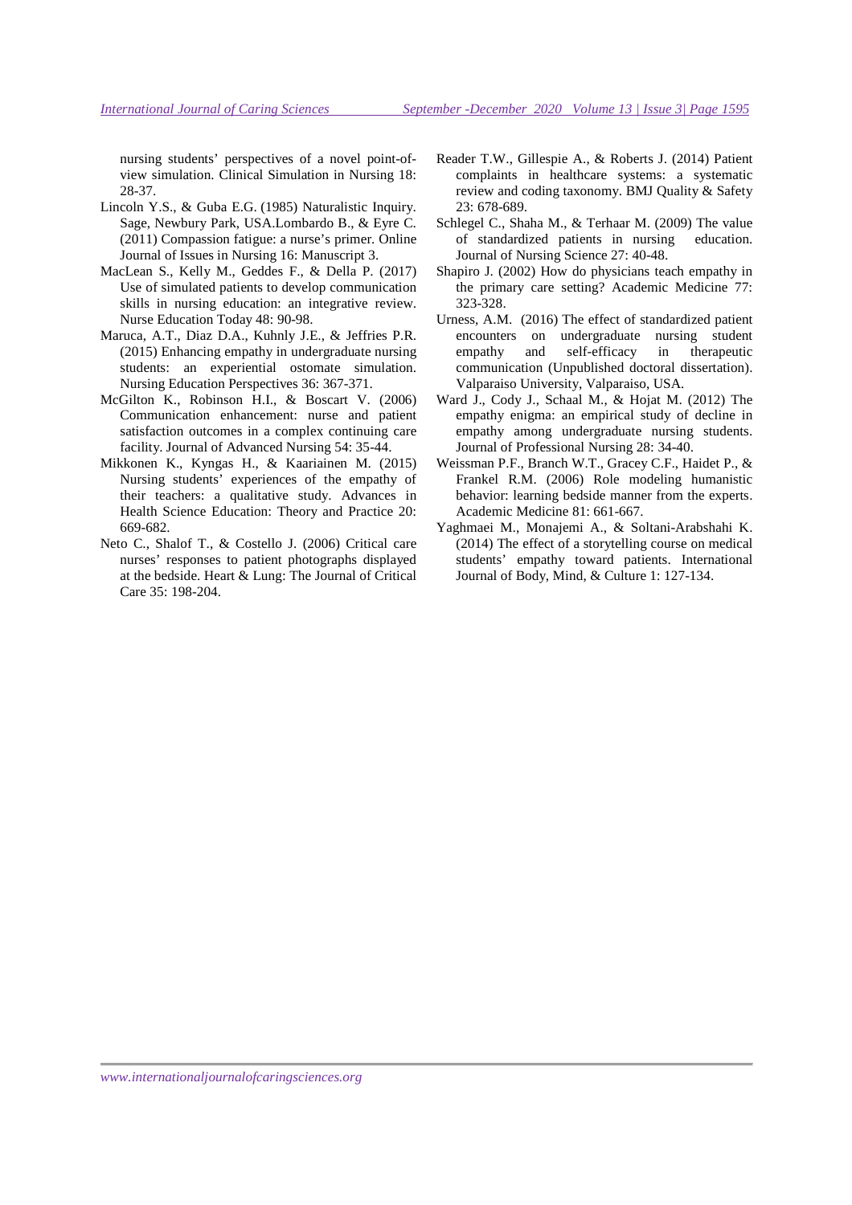nursing students' perspectives of a novel point-of-view simulation. Clinical Simulation in Nursing 18: 28-37.

Lincoln Y.S., & Guba E.G. (1985) Naturalistic Inquiry. Sage, Newbury Park, USA.Lombardo B., & Eyre C. (2011) Compassion fatigue: a nurse's primer. Online Journal of Issues in Nursing 16: Manuscript 3.

MacLean S., Kelly M., Geddes F., & Della P. (2017) Use of simulated patients to develop communication skills in nursing education: an integrative review. Nurse Education Today 48: 90-98.

Maruca, A.T., Diaz D.A., Kuhnly J.E., & Jeffries P.R. (2015) Enhancing empathy in undergraduate nursing students: an experiential ostomate simulation. Nursing Education Perspectives 36: 367-371.

McGilton K., Robinson H.I., & Boscart V. (2006) Communication enhancement: nurse and patient satisfaction outcomes in a complex continuing care facility. Journal of Advanced Nursing 54: 35-44.

Mikkonen K., Kyngas H., & Kaariainen M. (2015) Nursing students' experiences of the empathy of their teachers: a qualitative study. Advances in Health Science Education: Theory and Practice 20: 669-682.

Neto C., Shalof T., & Costello J. (2006) Critical care nurses' responses to patient photographs displayed at the bedside. Heart & Lung: The Journal of Critical Care 35: 198-204.

Reader T.W., Gillespie A., & Roberts J. (2014) Patient complaints in healthcare systems: a systematic review and coding taxonomy. BMJ Quality & Safety 23: 678-689.

Schlegel C., Shaha M., & Terhaar M. (2009) The value of standardized patients in nursing education. Journal of Nursing Science 27: 40-48.

Shapiro J. (2002) How do physicians teach empathy in the primary care setting? Academic Medicine 77: 323-328.

Urness, A.M. (2016) The effect of standardized patient encounters on undergraduate nursing student empathy and self-efficacy in therapeutic communication (Unpublished doctoral dissertation). Valparaiso University, Valparaiso, USA.

Ward J., Cody J., Schaal M., & Hojat M. (2012) The empathy enigma: an empirical study of decline in empathy among undergraduate nursing students. Journal of Professional Nursing 28: 34-40.

Weissman P.F., Branch W.T., Gracey C.F., Haidet P., & Frankel R.M. (2006) Role modeling humanistic behavior: learning bedside manner from the experts. Academic Medicine 81: 661-667.

Yaghmaei M., Monajemi A., & Soltani-Arabshahi K. (2014) The effect of a storytelling course on medical students' empathy toward patients. International Journal of Body, Mind, & Culture 1: 127-134.